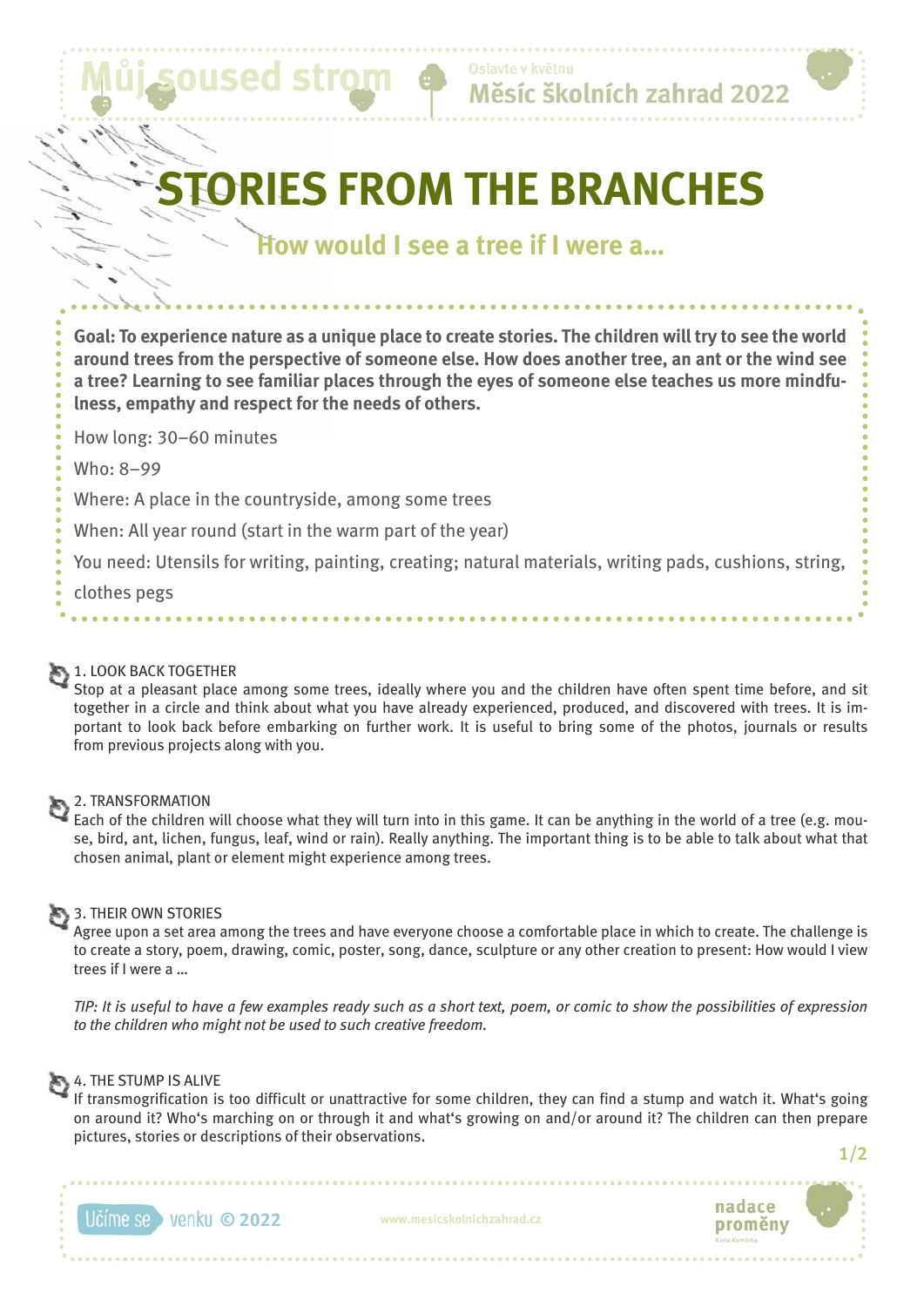# STORIES FROM THE BRANCHES

## How would I see a tree if I were a...

**Goal: To experience nature as a unique place to create stories. The children will try to see the world around trees from the perspective of someone else. How does another tree, an ant or the wind see a tree? Learning to see familiar places through the eyes of someone else teaches us more mindfulness, empathy and respect for the needs of others.**

How long: 30–60 minutes

Who: 8–99

Where: A place in the countryside, among some trees

When: All year round (start in the warm part of the year)

You need: Utensils for writing, painting, creating; natural materials, writing pads, cushions, string, clothes pegs

### 1. LOOK BACK TOGETHER

Stop at a pleasant place among some trees, ideally where you and the children have often spent time before, and sit together in a circle and think about what you have already experienced, produced, and discovered with trees. It is important to look back before embarking on further work. It is useful to bring some of the photos, journals or results from previous projects along with you.

### 2. TRANSFORMATION

Each of the children will choose what they will turn into in this game. It can be anything in the world of a tree (e.g. mouse, bird, ant, lichen, fungus, leaf, wind or rain). Really anything. The important thing is to be able to talk about what that chosen animal, plant or element might experience among trees.

### 3. THEIR OWN STORIES

Agree upon a set area among the trees and have everyone choose a comfortable place in which to create. The challenge is to create a story, poem, drawing, comic, poster, song, dance, sculpture or any other creation to present: How would I view trees if I were a ...

*TIP: It is useful to have a few examples ready such as a short text, poem, or comic to show the possibilities of expression to the children who might not be used to such creative freedom.*

### 4. THE STUMP IS ALIVE

If transmogrification is too difficult or unattractive for some children, they can find a stump and watch it. What's going on around it? Who's marching on or through it and what's growing on and/or around it? The children can then prepare pictures, stories or descriptions of their observations.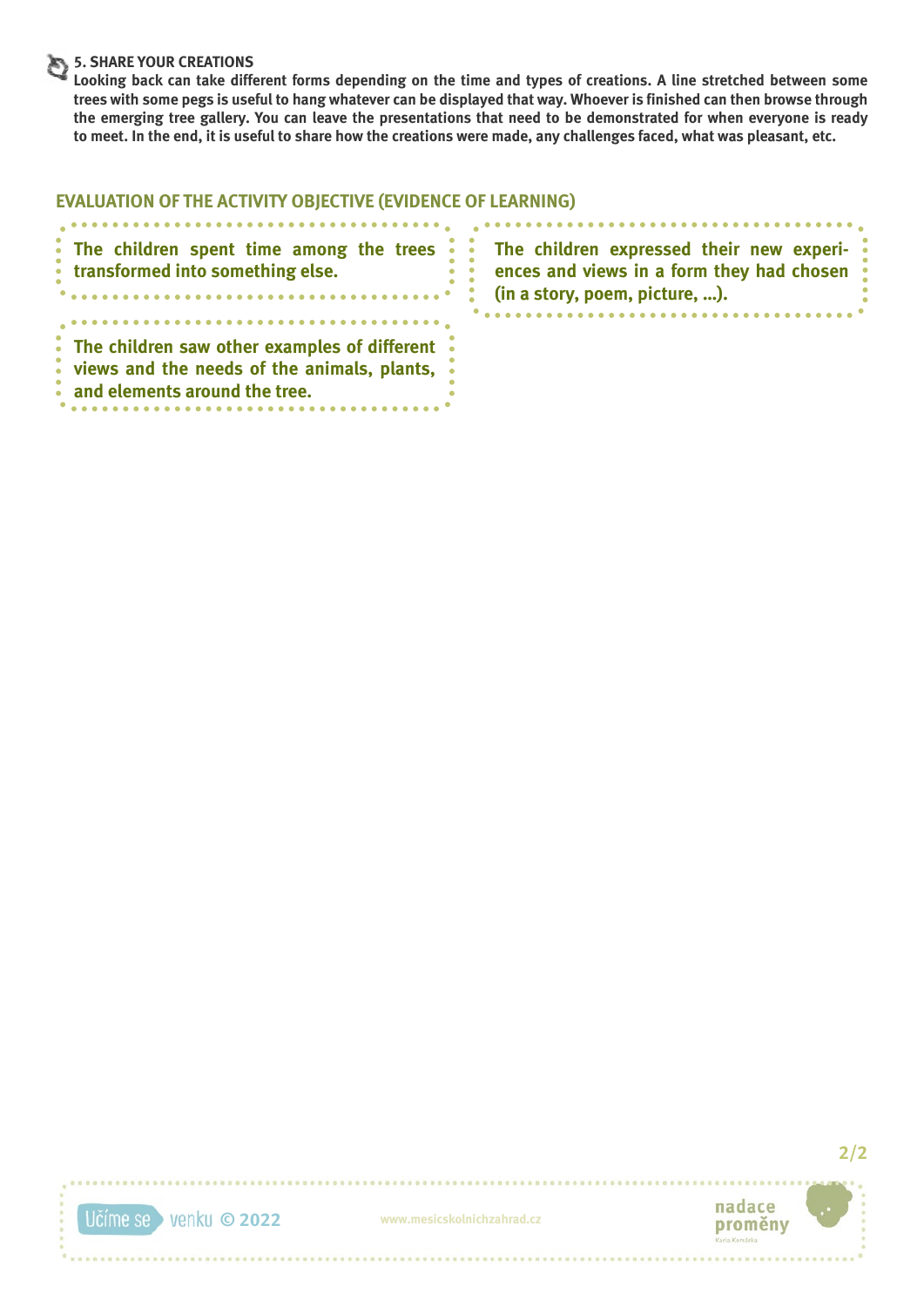### 5. SHARE YOUR CREATIONS

**Looking back can take different forms depending on the time and types of creations. A line stretched between some trees with some pegs is useful to hang whatever can be displayed that way. Whoever is finished can then browse through the emerging tree gallery. You can leave the presentations that need to be demonstrated for when everyone is ready to meet. In the end, it is useful to share how the creations were made, any challenges faced, what was pleasant, etc.**

## EVALUATION OF THE ACTIVITY OBJECTIVE (EVIDENCE OF LEARNING)

- The children spent time among the trees transformed into something else.
- The children saw other examples of different views and the needs of the animals, plants, and elements around the tree.
- The children expressed their new experiences and views in a form they had chosen (in a story, poem, picture, ...).